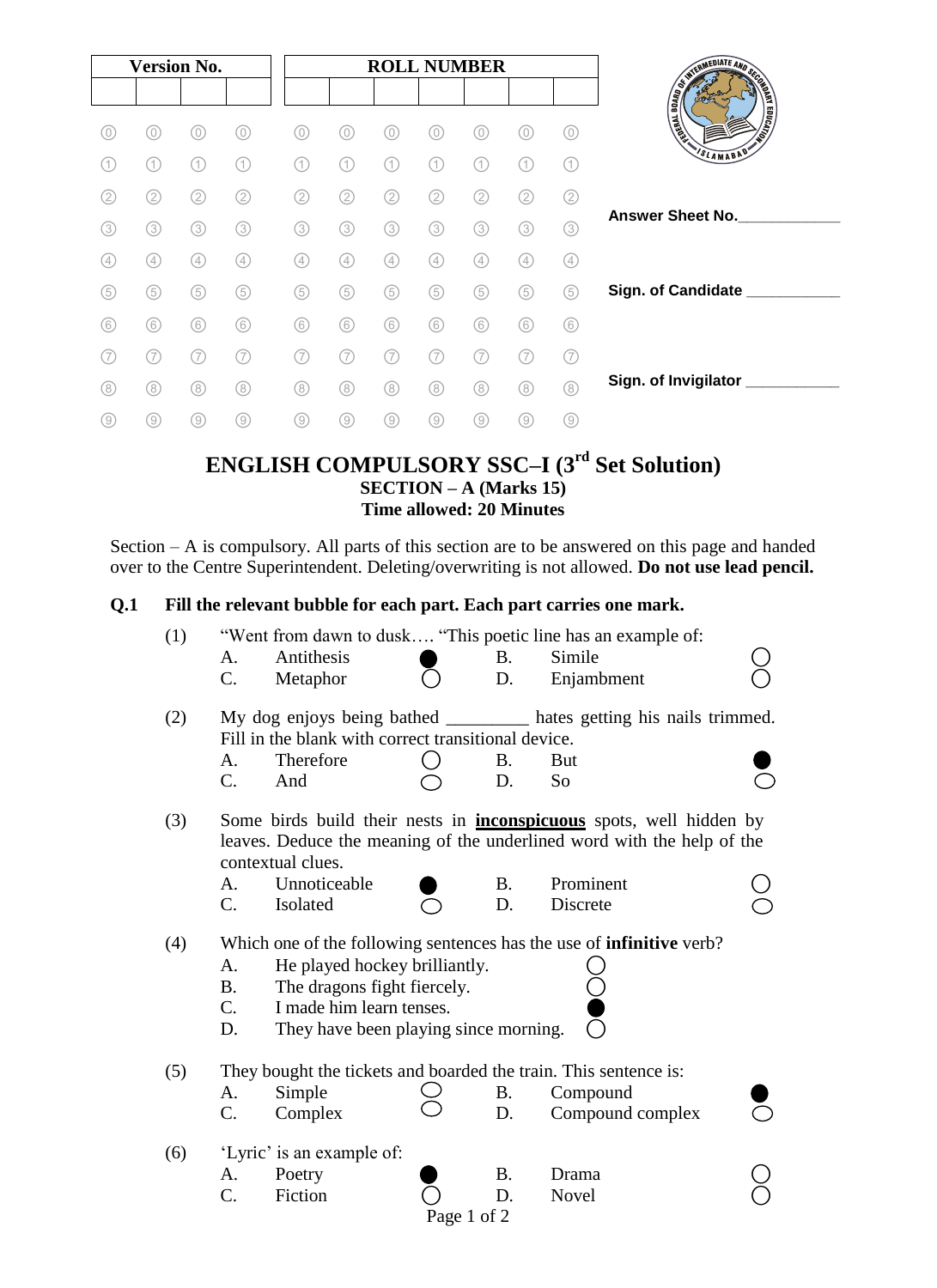| Version No. | | | | ROLL NUMBER | | | | | | |
|---|---|---|---|---|---|---|---|---|---|---|
| | | | | | | | | | | |

Answer Sheet No.\_\_\_\_\_\_\_\_\_\_\_\_

Sign. of Candidate \_\_\_\_\_\_\_\_\_\_\_

Sign. of Invigilator \_\_\_\_\_\_\_\_\_\_\_

# ENGLISH COMPULSORY SSC–I (3rd Set Solution)

### SECTION – A (Marks 15)

### Time allowed: 20 Minutes

Section – A is compulsory. All parts of this section are to be answered on this page and handed over to the Centre Superintendent. Deleting/overwriting is not allowed. **Do not use lead pencil.**

**Q.1 Fill the relevant bubble for each part. Each part carries one mark.**

(1) "Went from dawn to dusk…. "This poetic line has an example of:

- A. Antithesis ●
- B. Simile ○
- C. Metaphor ○
- D. Enjambment ○

(2) My dog enjoys being bathed \_\_\_\_\_\_\_\_\_ hates getting his nails trimmed. Fill in the blank with correct transitional device.

- A. Therefore ○
- B. But ●
- C. And ○
- D. So ○

(3) Some birds build their nests in **inconspicuous** spots, well hidden by leaves. Deduce the meaning of the underlined word with the help of the contextual clues.

- A. Unnoticeable ●
- B. Prominent ○
- C. Isolated ○
- D. Discrete ○

(4) Which one of the following sentences has the use of **infinitive** verb?

- A. He played hockey brilliantly. ○
- B. The dragons fight fiercely. ○
- C. I made him learn tenses. ●
- D. They have been playing since morning. ○

(5) They bought the tickets and boarded the train. This sentence is:

- A. Simple ○
- B. Compound ●
- C. Complex ○
- D. Compound complex ○

(6) 'Lyric' is an example of:

- A. Poetry ●
- B. Drama ○
- C. Fiction ○
- D. Novel ○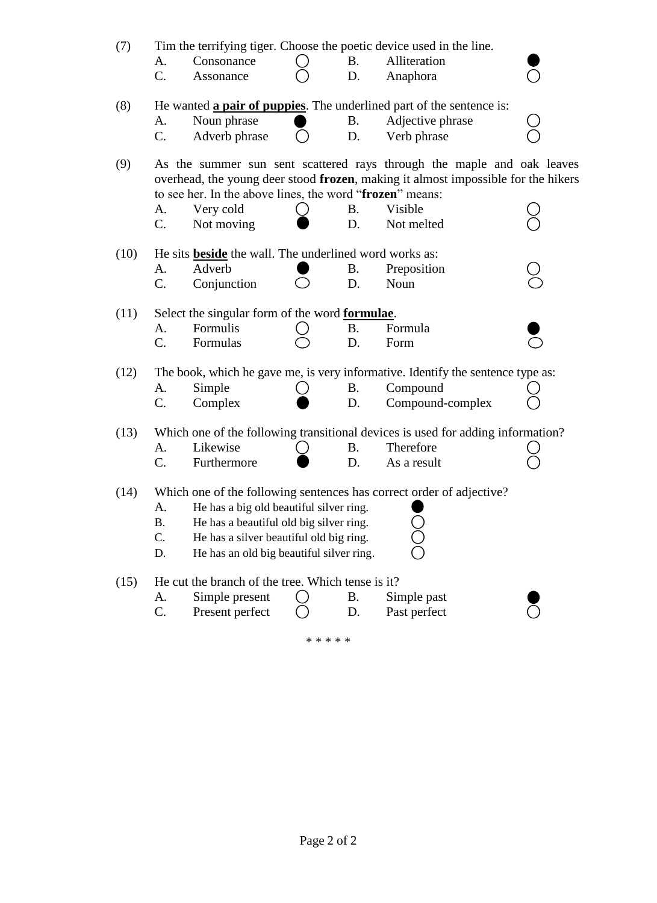(7) Tim the terrifying tiger. Choose the poetic device used in the line.

| | | | | | |
|---|---|---|---|---|---|
| A. | Consonance | ○ | B. | Alliteration | ● |
| C. | Assonance | ○ | D. | Anaphora | ○ |

(8) He wanted **a pair of puppies**. The underlined part of the sentence is:

| | | | | | |
|---|---|---|---|---|---|
| A. | Noun phrase | ● | B. | Adjective phrase | ○ |
| C. | Adverb phrase | ○ | D. | Verb phrase | ○ |

(9) As the summer sun sent scattered rays through the maple and oak leaves overhead, the young deer stood **frozen**, making it almost impossible for the hikers to see her. In the above lines, the word "**frozen**" means:

| | | | | | |
|---|---|---|---|---|---|
| A. | Very cold | ○ | B. | Visible | ○ |
| C. | Not moving | ● | D. | Not melted | ○ |

(10) He sits **beside** the wall. The underlined word works as:

| | | | | | |
|---|---|---|---|---|---|
| A. | Adverb | ● | B. | Preposition | ○ |
| C. | Conjunction | ○ | D. | Noun | ○ |

(11) Select the singular form of the word **formulae**.

| | | | | | |
|---|---|---|---|---|---|
| A. | Formulis | ○ | B. | Formula | ● |
| C. | Formulas | ○ | D. | Form | ○ |

(12) The book, which he gave me, is very informative. Identify the sentence type as:

| | | | | | |
|---|---|---|---|---|---|
| A. | Simple | ○ | B. | Compound | ○ |
| C. | Complex | ● | D. | Compound-complex | ○ |

(13) Which one of the following transitional devices is used for adding information?

| | | | | | |
|---|---|---|---|---|---|
| A. | Likewise | ○ | B. | Therefore | ○ |
| C. | Furthermore | ● | D. | As a result | ○ |

(14) Which one of the following sentences has correct order of adjective?

| | | |
|---|---|---|
| A. | He has a big old beautiful silver ring. | ● |
| B. | He has a beautiful old big silver ring. | ○ |
| C. | He has a silver beautiful old big ring. | ○ |
| D. | He has an old big beautiful silver ring. | ○ |

(15) He cut the branch of the tree. Which tense is it?

| | | | | | |
|---|---|---|---|---|---|
| A. | Simple present | ○ | B. | Simple past | ● |
| C. | Present perfect | ○ | D. | Past perfect | ○ |

* * * * *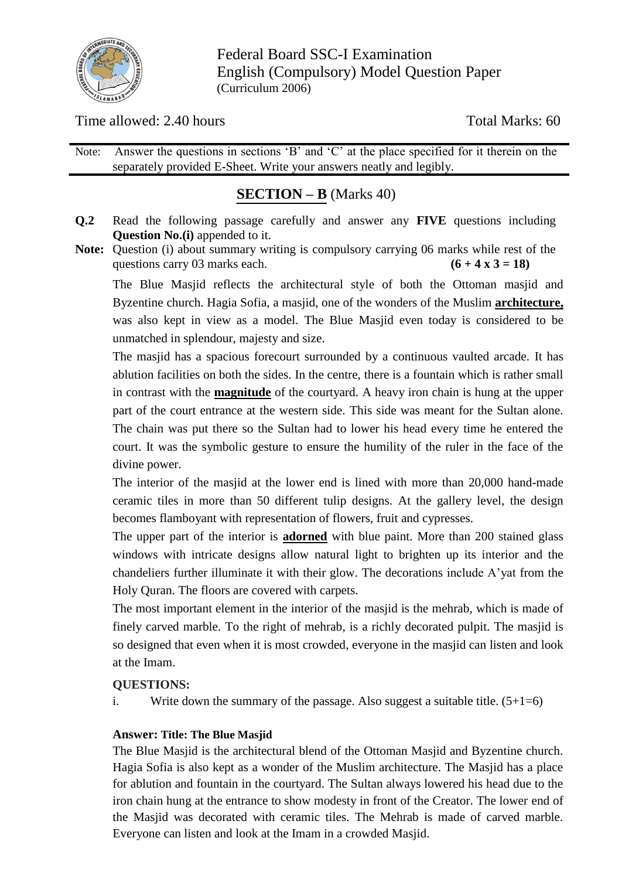Federal Board SSC-I Examination
English (Compulsory) Model Question Paper
(Curriculum 2006)

Time allowed: 2.40 hours | Total Marks: 60

Note: Answer the questions in sections 'B' and 'C' at the place specified for it therein on the separately provided E-Sheet. Write your answers neatly and legibly.

## SECTION – B (Marks 40)

**Q.2** Read the following passage carefully and answer any **FIVE** questions including **Question No.(i)** appended to it.

**Note:** Question (i) about summary writing is compulsory carrying 06 marks while rest of the questions carry 03 marks each. **(6 + 4 x 3 = 18)**

The Blue Masjid reflects the architectural style of both the Ottoman masjid and Byzentine church. Hagia Sofia, a masjid, one of the wonders of the Muslim **architecture,** was also kept in view as a model. The Blue Masjid even today is considered to be unmatched in splendour, majesty and size.

The masjid has a spacious forecourt surrounded by a continuous vaulted arcade. It has ablution facilities on both the sides. In the centre, there is a fountain which is rather small in contrast with the **magnitude** of the courtyard. A heavy iron chain is hung at the upper part of the court entrance at the western side. This side was meant for the Sultan alone. The chain was put there so the Sultan had to lower his head every time he entered the court. It was the symbolic gesture to ensure the humility of the ruler in the face of the divine power.

The interior of the masjid at the lower end is lined with more than 20,000 hand-made ceramic tiles in more than 50 different tulip designs. At the gallery level, the design becomes flamboyant with representation of flowers, fruit and cypresses.

The upper part of the interior is **adorned** with blue paint. More than 200 stained glass windows with intricate designs allow natural light to brighten up its interior and the chandeliers further illuminate it with their glow. The decorations include A'yat from the Holy Quran. The floors are covered with carpets.

The most important element in the interior of the masjid is the mehrab, which is made of finely carved marble. To the right of mehrab, is a richly decorated pulpit. The masjid is so designed that even when it is most crowded, everyone in the masjid can listen and look at the Imam.

**QUESTIONS:**

i. Write down the summary of the passage. Also suggest a suitable title. (5+1=6)

**Answer: Title: The Blue Masjid**

The Blue Masjid is the architectural blend of the Ottoman Masjid and Byzentine church. Hagia Sofia is also kept as a wonder of the Muslim architecture. The Masjid has a place for ablution and fountain in the courtyard. The Sultan always lowered his head due to the iron chain hung at the entrance to show modesty in front of the Creator. The lower end of the Masjid was decorated with ceramic tiles. The Mehrab is made of carved marble. Everyone can listen and look at the Imam in a crowded Masjid.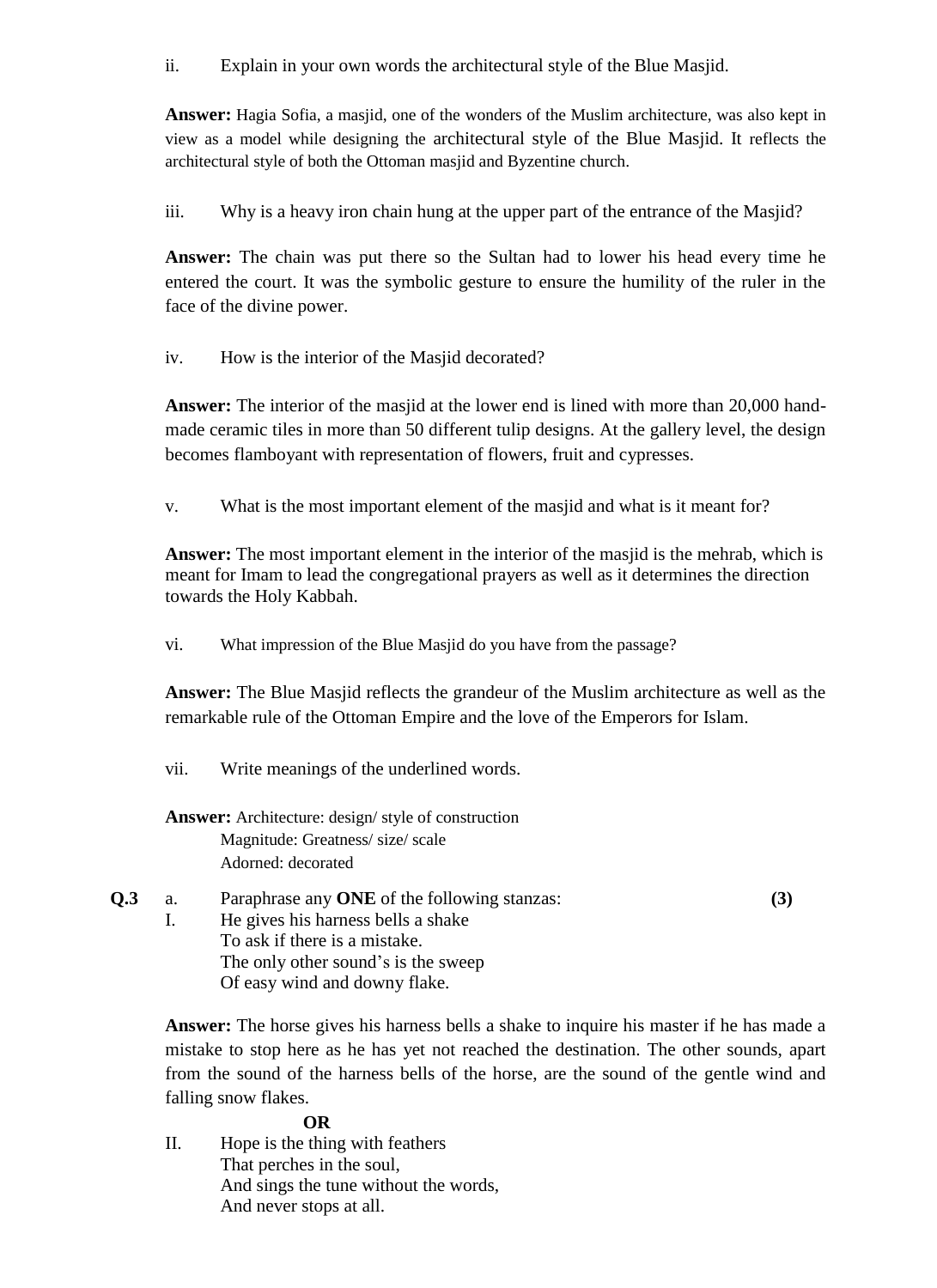ii. Explain in your own words the architectural style of the Blue Masjid.

**Answer:** Hagia Sofia, a masjid, one of the wonders of the Muslim architecture, was also kept in view as a model while designing the architectural style of the Blue Masjid. It reflects the architectural style of both the Ottoman masjid and Byzentine church.

iii. Why is a heavy iron chain hung at the upper part of the entrance of the Masjid?

**Answer:** The chain was put there so the Sultan had to lower his head every time he entered the court. It was the symbolic gesture to ensure the humility of the ruler in the face of the divine power.

iv. How is the interior of the Masjid decorated?

**Answer:** The interior of the masjid at the lower end is lined with more than 20,000 hand-made ceramic tiles in more than 50 different tulip designs. At the gallery level, the design becomes flamboyant with representation of flowers, fruit and cypresses.

v. What is the most important element of the masjid and what is it meant for?

**Answer:** The most important element in the interior of the masjid is the mehrab, which is meant for Imam to lead the congregational prayers as well as it determines the direction towards the Holy Kabbah.

vi. What impression of the Blue Masjid do you have from the passage?

**Answer:** The Blue Masjid reflects the grandeur of the Muslim architecture as well as the remarkable rule of the Ottoman Empire and the love of the Emperors for Islam.

vii. Write meanings of the underlined words.

**Answer:** Architecture: design/ style of construction
Magnitude: Greatness/ size/ scale
Adorned: decorated

**Q.3** a. Paraphrase any **ONE** of the following stanzas: **(3)**

I. He gives his harness bells a shake
To ask if there is a mistake.
The only other sound's is the sweep
Of easy wind and downy flake.

**Answer:** The horse gives his harness bells a shake to inquire his master if he has made a mistake to stop here as he has yet not reached the destination. The other sounds, apart from the sound of the harness bells of the horse, are the sound of the gentle wind and falling snow flakes.

**OR**

II. Hope is the thing with feathers
That perches in the soul,
And sings the tune without the words,
And never stops at all.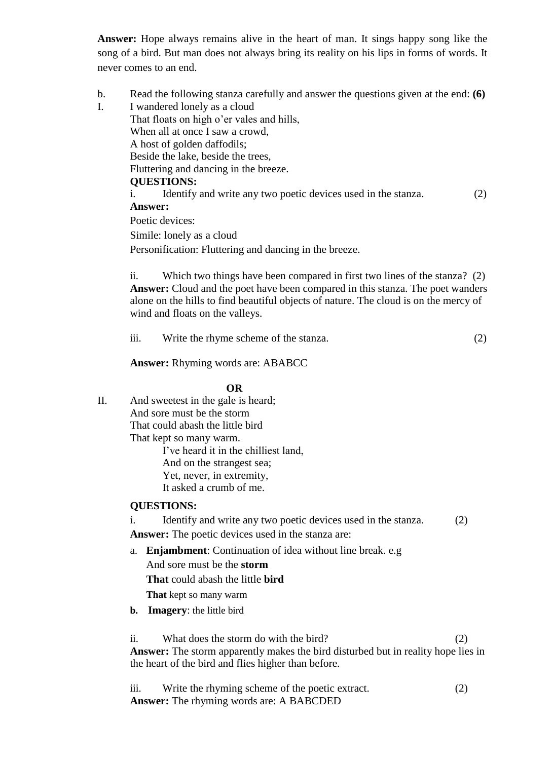**Answer:** Hope always remains alive in the heart of man. It sings happy song like the song of a bird. But man does not always bring its reality on his lips in forms of words. It never comes to an end.

b. Read the following stanza carefully and answer the questions given at the end: **(6)**

I. I wandered lonely as a cloud
That floats on high o'er vales and hills,
When all at once I saw a crowd,
A host of golden daffodils;
Beside the lake, beside the trees,
Fluttering and dancing in the breeze.

**QUESTIONS:**

i. Identify and write any two poetic devices used in the stanza. (2)

**Answer:**

Poetic devices:

Simile: lonely as a cloud

Personification: Fluttering and dancing in the breeze.

ii. Which two things have been compared in first two lines of the stanza? (2)

**Answer:** Cloud and the poet have been compared in this stanza. The poet wanders alone on the hills to find beautiful objects of nature. The cloud is on the mercy of wind and floats on the valleys.

iii. Write the rhyme scheme of the stanza. (2)

**Answer:** Rhyming words are: ABABCC

**OR**

II. And sweetest in the gale is heard;
And sore must be the storm
That could abash the little bird
That kept so many warm.
I've heard it in the chilliest land,
And on the strangest sea;
Yet, never, in extremity,
It asked a crumb of me.

**QUESTIONS:**

i. Identify and write any two poetic devices used in the stanza. (2)

**Answer:** The poetic devices used in the stanza are:

a. **Enjambment**: Continuation of idea without line break. e.g
   And sore must be the **storm**
   **That** could abash the little **bird**
   **That** kept so many warm

b. **Imagery**: the little bird

ii. What does the storm do with the bird? (2)

**Answer:** The storm apparently makes the bird disturbed but in reality hope lies in the heart of the bird and flies higher than before.

iii. Write the rhyming scheme of the poetic extract. (2)

**Answer:** The rhyming words are: A BABCDED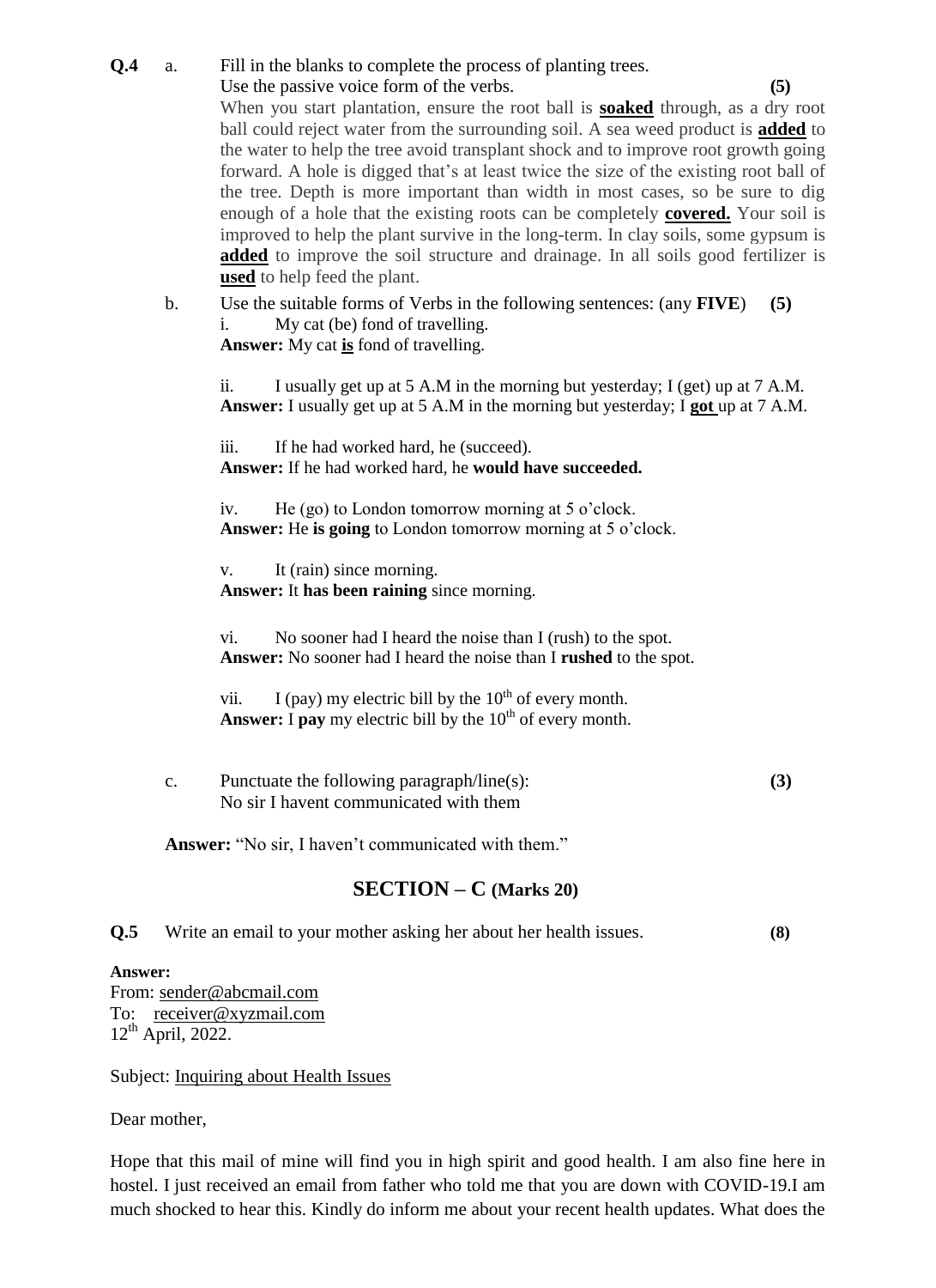**Q.4** a. Fill in the blanks to complete the process of planting trees.
Use the passive voice form of the verbs. **(5)**

When you start plantation, ensure the root ball is **soaked** through, as a dry root ball could reject water from the surrounding soil. A sea weed product is **added** to the water to help the tree avoid transplant shock and to improve root growth going forward. A hole is digged that's at least twice the size of the existing root ball of the tree. Depth is more important than width in most cases, so be sure to dig enough of a hole that the existing roots can be completely **covered.** Your soil is improved to help the plant survive in the long-term. In clay soils, some gypsum is **added** to improve the soil structure and drainage. In all soils good fertilizer is **used** to help feed the plant.

b. Use the suitable forms of Verbs in the following sentences: (any **FIVE**) **(5)**

i. My cat (be) fond of travelling.
**Answer:** My cat **is** fond of travelling.

ii. I usually get up at 5 A.M in the morning but yesterday; I (get) up at 7 A.M.
**Answer:** I usually get up at 5 A.M in the morning but yesterday; I **got** up at 7 A.M.

iii. If he had worked hard, he (succeed).
**Answer:** If he had worked hard, he **would have succeeded.**

iv. He (go) to London tomorrow morning at 5 o'clock.
**Answer:** He **is going** to London tomorrow morning at 5 o'clock.

v. It (rain) since morning.
**Answer:** It **has been raining** since morning.

vi. No sooner had I heard the noise than I (rush) to the spot.
**Answer:** No sooner had I heard the noise than I **rushed** to the spot.

vii. I (pay) my electric bill by the 10th of every month.
**Answer:** I **pay** my electric bill by the 10th of every month.

c. Punctuate the following paragraph/line(s): **(3)**
No sir I havent communicated with them

**Answer:** "No sir, I haven't communicated with them."

## SECTION – C (Marks 20)

**Q.5** Write an email to your mother asking her about her health issues. **(8)**

**Answer:**
From: sender@abcmail.com
To: receiver@xyzmail.com
12th April, 2022.

Subject: Inquiring about Health Issues

Dear mother,

Hope that this mail of mine will find you in high spirit and good health. I am also fine here in hostel. I just received an email from father who told me that you are down with COVID-19.I am much shocked to hear this. Kindly do inform me about your recent health updates. What does the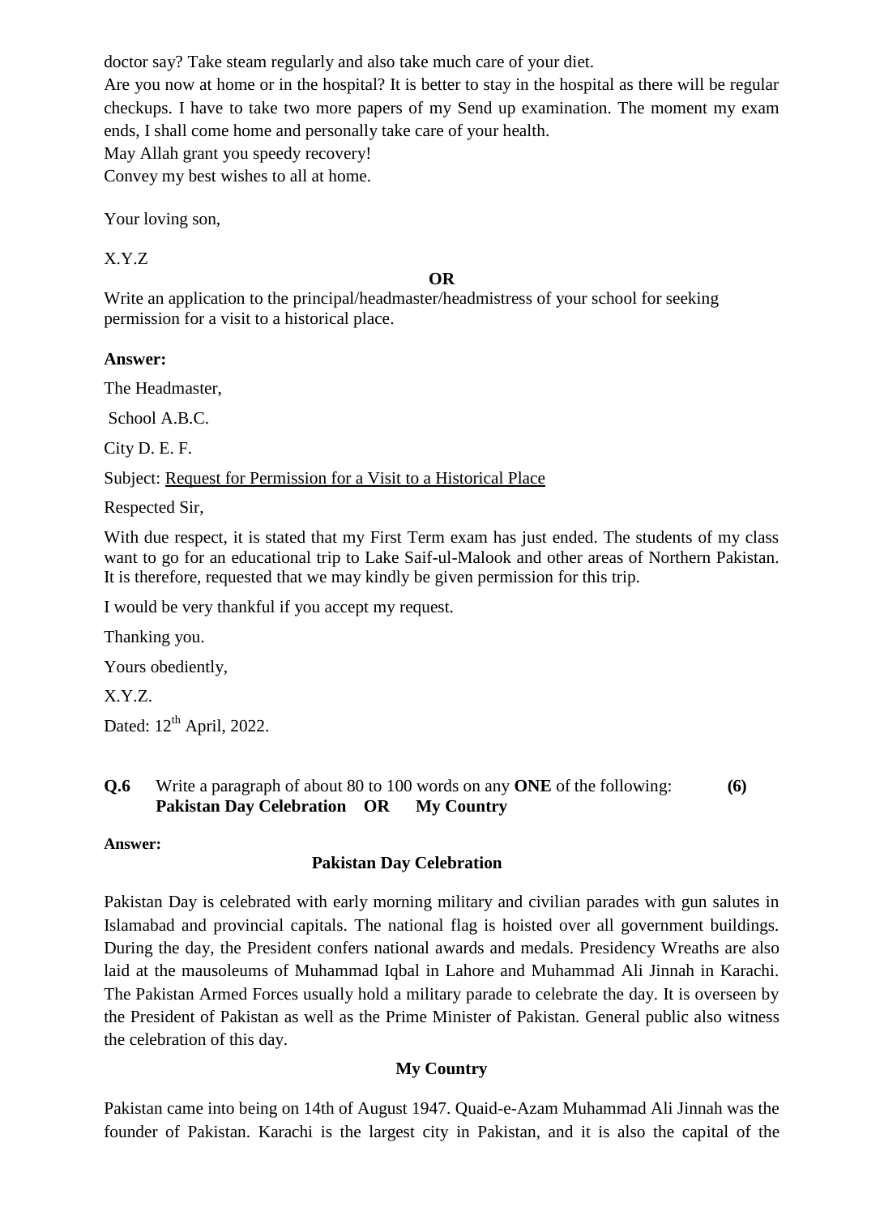doctor say? Take steam regularly and also take much care of your diet.

Are you now at home or in the hospital? It is better to stay in the hospital as there will be regular checkups. I have to take two more papers of my Send up examination. The moment my exam ends, I shall come home and personally take care of your health.

May Allah grant you speedy recovery!

Convey my best wishes to all at home.

Your loving son,

X.Y.Z

**OR**

Write an application to the principal/headmaster/headmistress of your school for seeking permission for a visit to a historical place.

**Answer:**

The Headmaster,

School A.B.C.

City D. E. F.

Subject: Request for Permission for a Visit to a Historical Place

Respected Sir,

With due respect, it is stated that my First Term exam has just ended. The students of my class want to go for an educational trip to Lake Saif-ul-Malook and other areas of Northern Pakistan. It is therefore, requested that we may kindly be given permission for this trip.

I would be very thankful if you accept my request.

Thanking you.

Yours obediently,

X.Y.Z.

Dated: 12th April, 2022.

**Q.6** Write a paragraph of about 80 to 100 words on any **ONE** of the following: **(6)**
**Pakistan Day Celebration OR My Country**

**Answer:**

**Pakistan Day Celebration**

Pakistan Day is celebrated with early morning military and civilian parades with gun salutes in Islamabad and provincial capitals. The national flag is hoisted over all government buildings. During the day, the President confers national awards and medals. Presidency Wreaths are also laid at the mausoleums of Muhammad Iqbal in Lahore and Muhammad Ali Jinnah in Karachi. The Pakistan Armed Forces usually hold a military parade to celebrate the day. It is overseen by the President of Pakistan as well as the Prime Minister of Pakistan. General public also witness the celebration of this day.

**My Country**

Pakistan came into being on 14th of August 1947. Quaid-e-Azam Muhammad Ali Jinnah was the founder of Pakistan. Karachi is the largest city in Pakistan, and it is also the capital of the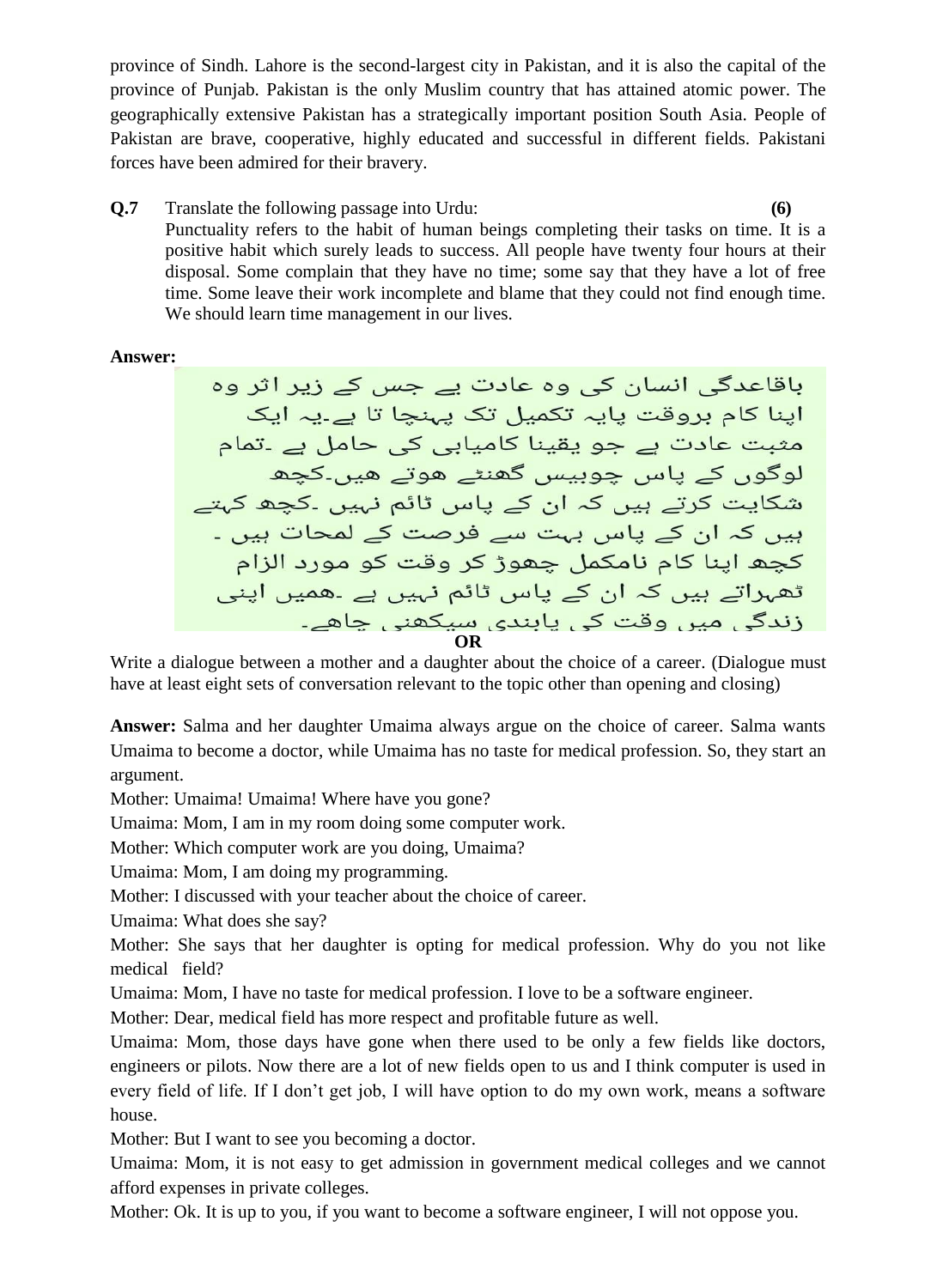province of Sindh. Lahore is the second-largest city in Pakistan, and it is also the capital of the province of Punjab. Pakistan is the only Muslim country that has attained atomic power. The geographically extensive Pakistan has a strategically important position South Asia. People of Pakistan are brave, cooperative, highly educated and successful in different fields. Pakistani forces have been admired for their bravery.

**Q.7** Translate the following passage into Urdu: **(6)**

Punctuality refers to the habit of human beings completing their tasks on time. It is a positive habit which surely leads to success. All people have twenty four hours at their disposal. Some complain that they have no time; some say that they have a lot of free time. Some leave their work incomplete and blame that they could not find enough time. We should learn time management in our lives.

**Answer:**

باقاعدگی انسان کی وہ عادت ہے جس کے زیر اثر وہ اپنا کام بروقت پایہ تکمیل تک پہنچا تا ہے۔یہ ایک مثبت عادت ہے جو یقینا کامیابی کی حامل ہے ۔تمام لوگوں کے پاس چوبیس گھنٹے ہوتے ہیں۔کچھ شکایت کرتے ہیں کہ ان کے پاس ٹائم نہیں ۔کچھ کہتے ہیں کہ ان کے پاس بہت سے فرصت کے لمحات ہیں ۔ کچھ اپنا کام نامکمل چھوڑ کر وقت کو مورد الزام ٹھہراتے ہیں کہ ان کے پاس ٹائم نہیں ہے ۔ہمیں اپنی زندگی میں وقت کی پابندی سیکھنی چاہیے۔

**OR**

Write a dialogue between a mother and a daughter about the choice of a career. (Dialogue must have at least eight sets of conversation relevant to the topic other than opening and closing)

**Answer:** Salma and her daughter Umaima always argue on the choice of career. Salma wants Umaima to become a doctor, while Umaima has no taste for medical profession. So, they start an argument.

Mother: Umaima! Umaima! Where have you gone?

Umaima: Mom, I am in my room doing some computer work.

Mother: Which computer work are you doing, Umaima?

Umaima: Mom, I am doing my programming.

Mother: I discussed with your teacher about the choice of career.

Umaima: What does she say?

Mother: She says that her daughter is opting for medical profession. Why do you not like medical field?

Umaima: Mom, I have no taste for medical profession. I love to be a software engineer.

Mother: Dear, medical field has more respect and profitable future as well.

Umaima: Mom, those days have gone when there used to be only a few fields like doctors, engineers or pilots. Now there are a lot of new fields open to us and I think computer is used in every field of life. If I don't get job, I will have option to do my own work, means a software house.

Mother: But I want to see you becoming a doctor.

Umaima: Mom, it is not easy to get admission in government medical colleges and we cannot afford expenses in private colleges.

Mother: Ok. It is up to you, if you want to become a software engineer, I will not oppose you.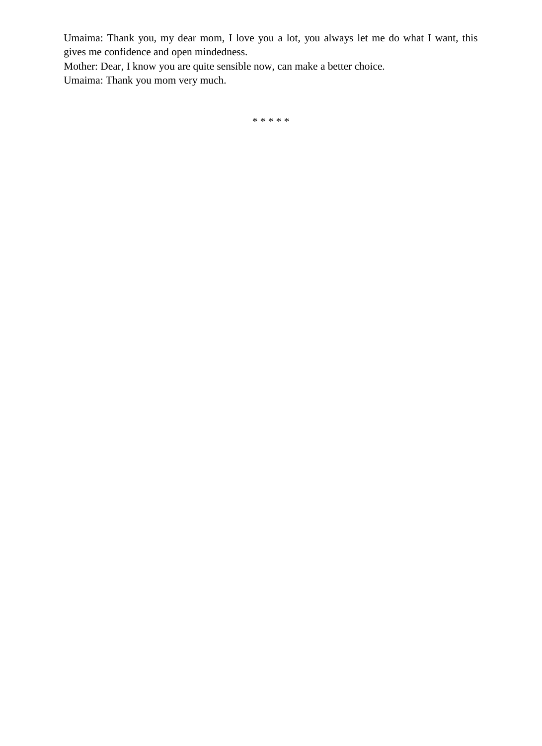Umaima: Thank you, my dear mom, I love you a lot, you always let me do what I want, this gives me confidence and open mindedness.
Mother: Dear, I know you are quite sensible now, can make a better choice.
Umaima: Thank you mom very much.

* * * * *